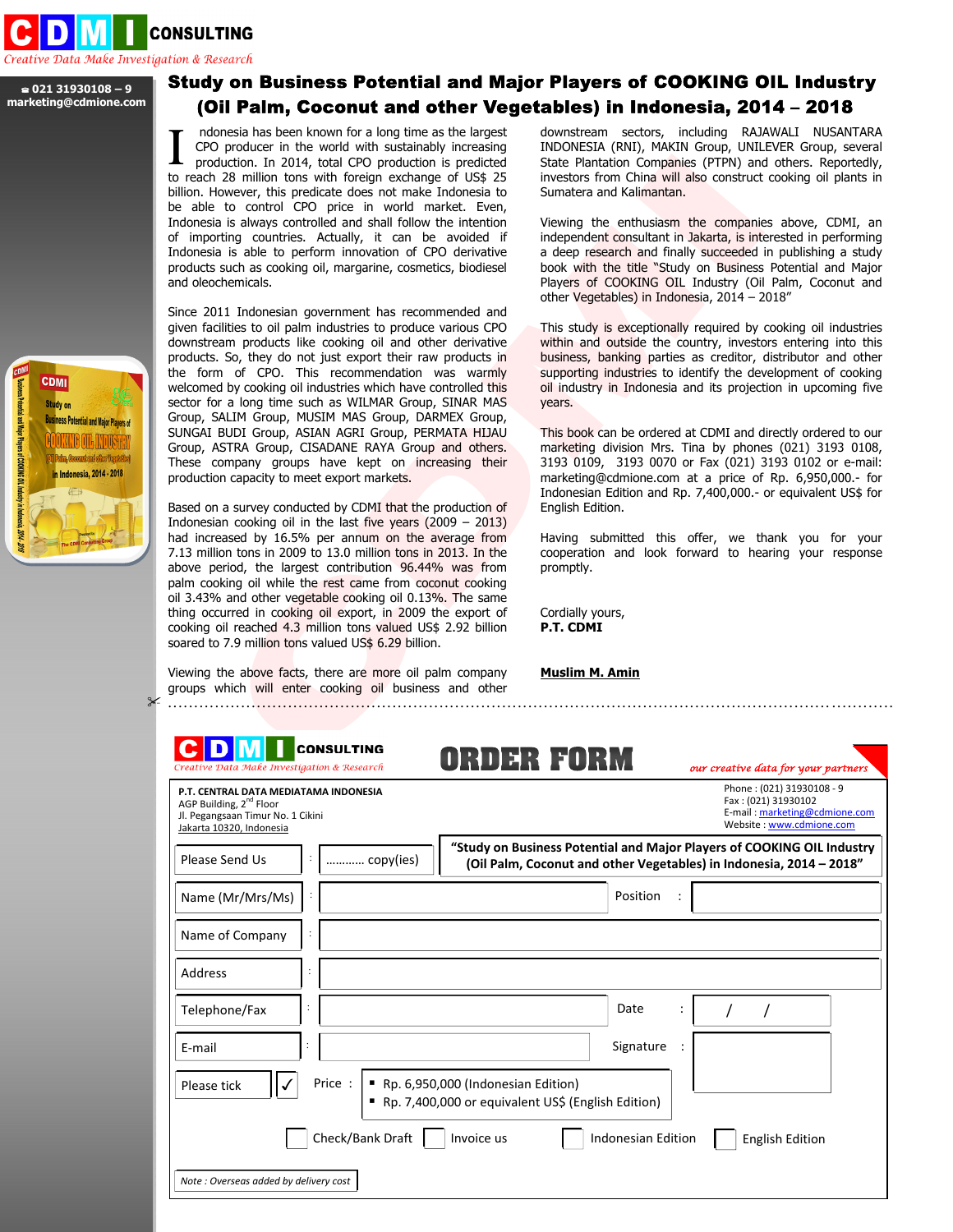**CDMI CONSULTING**
*Creative Data Make Investigation & Research*

☎ 021 31930108 – 9
marketing@cdmione.com

# Study on Business Potential and Major Players of COOKING OIL Industry (Oil Palm, Coconut and other Vegetables) in Indonesia, 2014 – 2018

Indonesia has been known for a long time as the largest CPO producer in the world with sustainably increasing production. In 2014, total CPO production is predicted to reach 28 million tons with foreign exchange of US$ 25 billion. However, this predicate does not make Indonesia to be able to control CPO price in world market. Even, Indonesia is always controlled and shall follow the intention of importing countries. Actually, it can be avoided if Indonesia is able to perform innovation of CPO derivative products such as cooking oil, margarine, cosmetics, biodiesel and oleochemicals.

Since 2011 Indonesian government has recommended and given facilities to oil palm industries to produce various CPO downstream products like cooking oil and other derivative products. So, they do not just export their raw products in the form of CPO. This recommendation was warmly welcomed by cooking oil industries which have controlled this sector for a long time such as WILMAR Group, SINAR MAS Group, SALIM Group, MUSIM MAS Group, DARMEX Group, SUNGAI BUDI Group, ASIAN AGRI Group, PERMATA HIJAU Group, ASTRA Group, CISADANE RAYA Group and others. These company groups have kept on increasing their production capacity to meet export markets.

Based on a survey conducted by CDMI that the production of Indonesian cooking oil in the last five years (2009 – 2013) had increased by 16.5% per annum on the average from 7.13 million tons in 2009 to 13.0 million tons in 2013. In the above period, the largest contribution 96.44% was from palm cooking oil while the rest came from coconut cooking oil 3.43% and other vegetable cooking oil 0.13%. The same thing occurred in cooking oil export, in 2009 the export of cooking oil reached 4.3 million tons valued US$ 2.92 billion soared to 7.9 million tons valued US$ 6.29 billion.

Viewing the above facts, there are more oil palm company groups which will enter cooking oil business and other downstream sectors, including RAJAWALI NUSANTARA INDONESIA (RNI), MAKIN Group, UNILEVER Group, several State Plantation Companies (PTPN) and others. Reportedly, investors from China will also construct cooking oil plants in Sumatera and Kalimantan.

Viewing the enthusiasm the companies above, CDMI, an independent consultant in Jakarta, is interested in performing a deep research and finally succeeded in publishing a study book with the title "Study on Business Potential and Major Players of COOKING OIL Industry (Oil Palm, Coconut and other Vegetables) in Indonesia, 2014 – 2018"

This study is exceptionally required by cooking oil industries within and outside the country, investors entering into this business, banking parties as creditor, distributor and other supporting industries to identify the development of cooking oil industry in Indonesia and its projection in upcoming five years.

This book can be ordered at CDMI and directly ordered to our marketing division Mrs. Tina by phones (021) 3193 0108, 3193 0109, 3193 0070 or Fax (021) 3193 0102 or e-mail: marketing@cdmione.com at a price of Rp. 6,950,000.- for Indonesian Edition and Rp. 7,400,000.- or equivalent US$ for English Edition.

Having submitted this offer, we thank you for your cooperation and look forward to hearing your response promptly.

Cordially yours,
**P.T. CDMI**

**Muslim M. Amin**

---

**CDMI CONSULTING**
*Creative Data Make Investigation & Research*

# ORDER FORM

*our creative data for your partners*

**P.T. CENTRAL DATA MEDIATAMA INDONESIA**
AGP Building, 2nd Floor
Jl. Pegangsaan Timur No. 1 Cikini
Jakarta 10320, Indonesia

Phone : (021) 31930108 - 9
Fax : (021) 31930102
E-mail : marketing@cdmione.com
Website : www.cdmione.com

| | | |
|---|---|---|
| Please Send Us | : ……….. copy(ies) | **"Study on Business Potential and Major Players of COOKING OIL Industry (Oil Palm, Coconut and other Vegetables) in Indonesia, 2014 – 2018"** |
| Name (Mr/Mrs/Ms) | : | Position : |
| Name of Company | : | |
| Address | : | |
| Telephone/Fax | : | Date : / / |
| E-mail | : | Signature : |
| Please tick ✓ | Price : ▪ Rp. 6,950,000 (Indonesian Edition) ▪ Rp. 7,400,000 or equivalent US$ (English Edition) | |

☐ Check/Bank Draft ☐ Invoice us ☐ Indonesian Edition ☐ English Edition

*Note : Overseas added by delivery cost*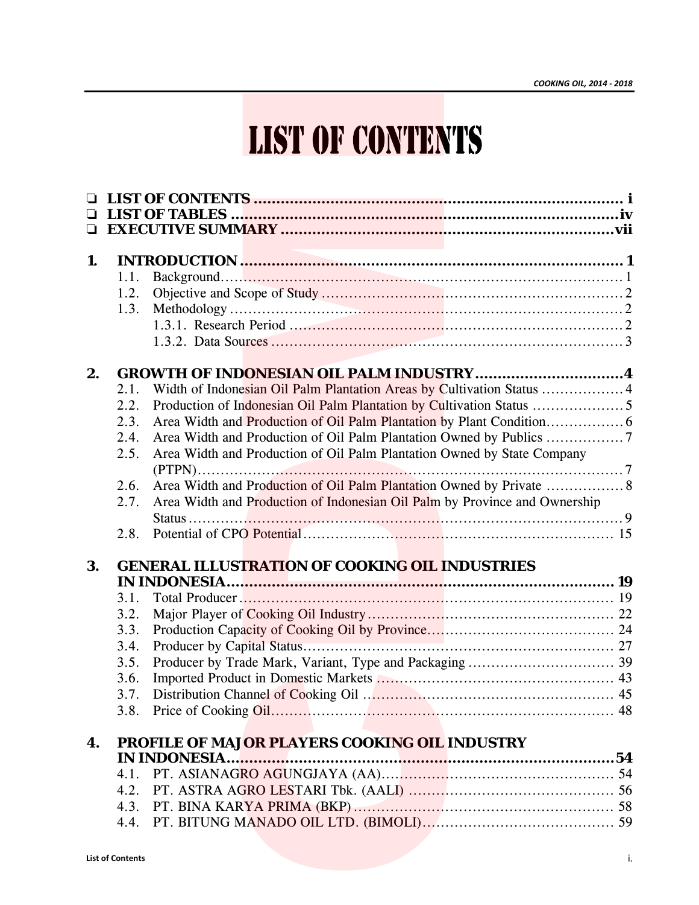# LIST OF CONTENTS

- **LIST OF CONTENTS ..................................................................................... i**
- **LIST OF TABLES ........................................................................................iv**
- **EXECUTIVE SUMMARY ............................................................................vii**

**1. INTRODUCTION ..................................................................................... 1**

- 1.1. Background.......................................................................................... 1
- 1.2. Objective and Scope of Study ................................................................... 2
- 1.3. Methodology ......................................................................................... 2
  - 1.3.1. Research Period ........................................................................... 2
  - 1.3.2. Data Sources ............................................................................... 3

**2. GROWTH OF INDONESIAN OIL PALM INDUSTRY .................................4**

- 2.1. Width of Indonesian Oil Palm Plantation Areas by Cultivation Status .................. 4
- 2.2. Production of Indonesian Oil Palm Plantation by Cultivation Status .................... 5
- 2.3. Area Width and Production of Oil Palm Plantation by Plant Condition................. 6
- 2.4. Area Width and Production of Oil Palm Plantation Owned by Publics ................. 7
- 2.5. Area Width and Production of Oil Palm Plantation Owned by State Company (PTPN)......................................................................................................... 7
- 2.6. Area Width and Production of Oil Palm Plantation Owned by Private ................. 8
- 2.7. Area Width and Production of Indonesian Oil Palm by Province and Ownership Status .......................................................................................................... 9
- 2.8. Potential of CPO Potential..................................................................... 15

**3. GENERAL ILLUSTRATION OF COOKING OIL INDUSTRIES IN INDONESIA........................................................................................ 19**

- 3.1. Total Producer ..................................................................................... 19
- 3.2. Major Player of Cooking Oil Industry ...................................................... 22
- 3.3. Production Capacity of Cooking Oil by Province.......................................... 24
- 3.4. Producer by Capital Status..................................................................... 27
- 3.5. Producer by Trade Mark, Variant, Type and Packaging ................................ 39
- 3.6. Imported Product in Domestic Markets ..................................................... 43
- 3.7. Distribution Channel of Cooking Oil ........................................................ 45
- 3.8. Price of Cooking Oil............................................................................. 48

**4. PROFILE OF MAJOR PLAYERS COOKING OIL INDUSTRY IN INDONESIA.........................................................................................54**

- 4.1. PT. ASIANAGRO AGUNGJAYA (AA)..................................................... 54
- 4.2. PT. ASTRA AGRO LESTARI Tbk. (AALI) ............................................... 56
- 4.3. PT. BINA KARYA PRIMA (BKP) .......................................................... 58
- 4.4. PT. BITUNG MANADO OIL LTD. (BIMOLI)........................................... 59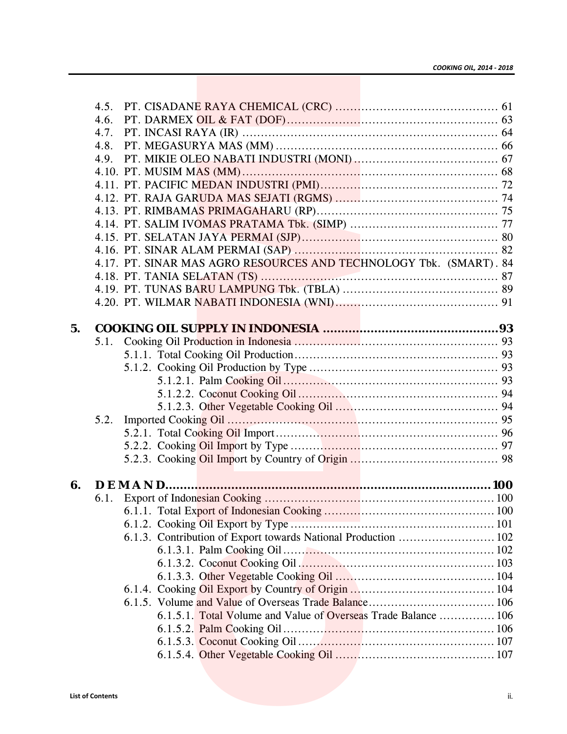4.5. PT. CISADANE RAYA CHEMICAL (CRC) ............................................ 61
4.6. PT. DARMEX OIL & FAT (DOF)......................................................... 63
4.7. PT. INCASI RAYA (IR) ..................................................................... 64
4.8. PT. MEGASURYA MAS (MM) ............................................................ 66
4.9. PT. MIKIE OLEO NABATI INDUSTRI (MONI) ....................................... 67
4.10. PT. MUSIM MAS (MM)..................................................................... 68
4.11. PT. PACIFIC MEDAN INDUSTRI (PMI)................................................ 72
4.12. PT. RAJA GARUDA MAS SEJATI (RGMS) ............................................ 74
4.13. PT. RIMBAMAS PRIMAGAHARU (RP)................................................. 75
4.14. PT. SALIM IVOMAS PRATAMA Tbk. (SIMP) ........................................ 77
4.15. PT. SELATAN JAYA PERMAI (SJP)..................................................... 80
4.16. PT. SINAR ALAM PERMAI (SAP) ....................................................... 82
4.17. PT. SINAR MAS AGRO RESOURCES AND TECHNOLOGY Tbk. (SMART) . 84
4.18. PT. TANIA SELATAN (TS) ................................................................ 87
4.19. PT. TUNAS BARU LAMPUNG Tbk. (TBLA) .......................................... 89
4.20. PT. WILMAR NABATI INDONESIA (WNI)............................................ 91

**5. COOKING OIL SUPPLY IN INDONESIA ................................................93**

5.1. Cooking Oil Production in Indonesia ....................................................... 93
5.1.1. Total Cooking Oil Production....................................................... 93
5.1.2. Cooking Oil Production by Type ................................................... 93
5.1.2.1. Palm Cooking Oil ........................................................... 93
5.1.2.2. Coconut Cooking Oil ...................................................... 94
5.1.2.3. Other Vegetable Cooking Oil ............................................ 94
5.2. Imported Cooking Oil ........................................................................... 95
5.2.1. Total Cooking Oil Import............................................................. 96
5.2.2. Cooking Oil Import by Type ........................................................ 97
5.2.3. Cooking Oil Import by Country of Origin ........................................ 98

**6. D E M A N D.........................................................................................100**

6.1. Export of Indonesian Cooking ............................................................. 100
6.1.1. Total Export of Indonesian Cooking .............................................. 100
6.1.2. Cooking Oil Export by Type ....................................................... 101
6.1.3. Contribution of Export towards National Production .......................... 102
6.1.3.1. Palm Cooking Oil ......................................................... 102
6.1.3.2. Coconut Cooking Oil .................................................... 103
6.1.3.3. Other Vegetable Cooking Oil ........................................... 104
6.1.4. Cooking Oil Export by Country of Origin ....................................... 104
6.1.5. Volume and Value of Overseas Trade Balance.................................. 106
6.1.5.1. Total Volume and Value of Overseas Trade Balance ............... 106
6.1.5.2. Palm Cooking Oil ......................................................... 106
6.1.5.3. Coconut Cooking Oil .................................................... 107
6.1.5.4. Other Vegetable Cooking Oil ........................................... 107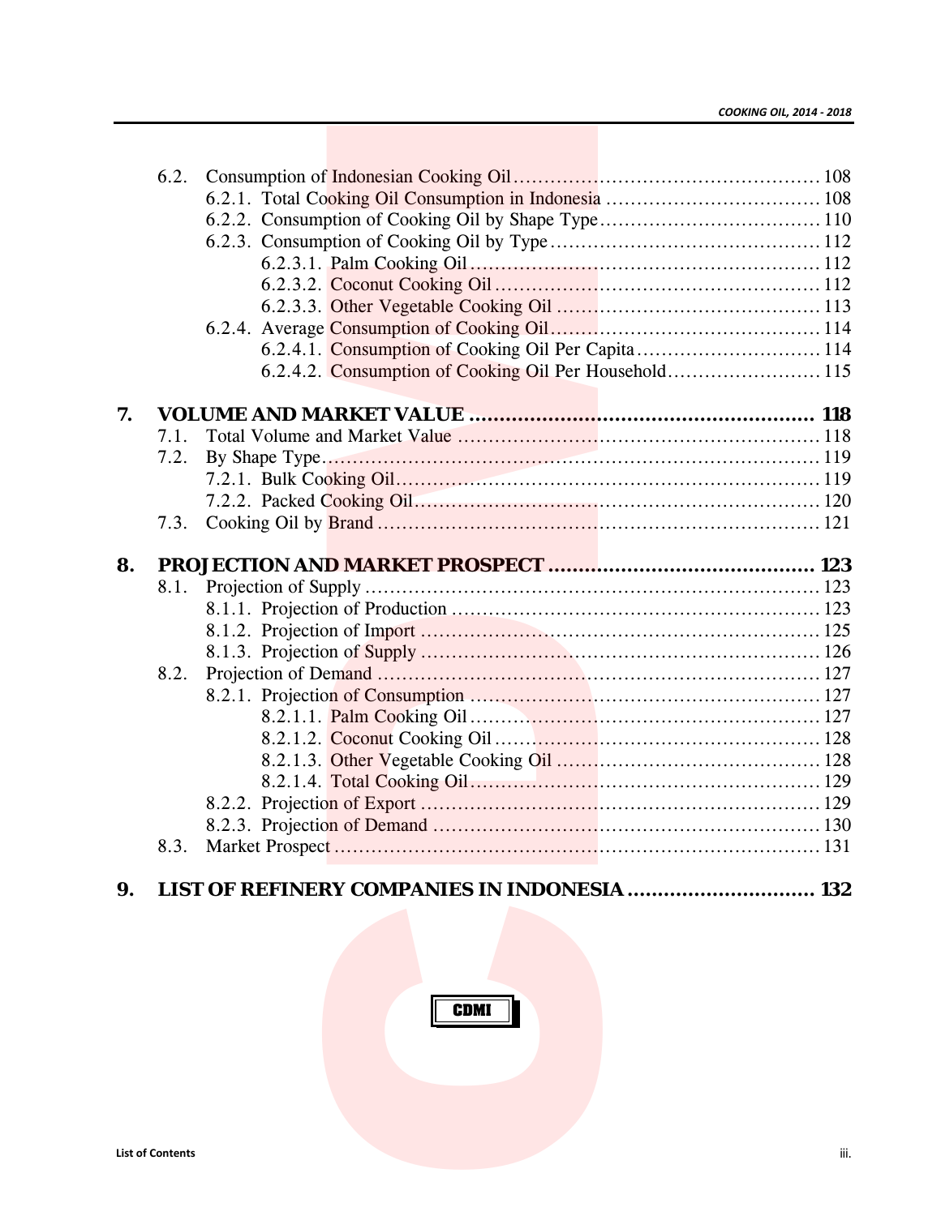- 6.2. Consumption of Indonesian Cooking Oil ........ 108
  - 6.2.1. Total Cooking Oil Consumption in Indonesia ........ 108
  - 6.2.2. Consumption of Cooking Oil by Shape Type ........ 110
  - 6.2.3. Consumption of Cooking Oil by Type ........ 112
    - 6.2.3.1. Palm Cooking Oil ........ 112
    - 6.2.3.2. Coconut Cooking Oil ........ 112
    - 6.2.3.3. Other Vegetable Cooking Oil ........ 113
  - 6.2.4. Average Consumption of Cooking Oil ........ 114
    - 6.2.4.1. Consumption of Cooking Oil Per Capita ........ 114
    - 6.2.4.2. Consumption of Cooking Oil Per Household ........ 115

**7. VOLUME AND MARKET VALUE ........ 118**

- 7.1. Total Volume and Market Value ........ 118
- 7.2. By Shape Type ........ 119
  - 7.2.1. Bulk Cooking Oil ........ 119
  - 7.2.2. Packed Cooking Oil ........ 120
- 7.3. Cooking Oil by Brand ........ 121

**8. PROJECTION AND MARKET PROSPECT ........ 123**

- 8.1. Projection of Supply ........ 123
  - 8.1.1. Projection of Production ........ 123
  - 8.1.2. Projection of Import ........ 125
  - 8.1.3. Projection of Supply ........ 126
- 8.2. Projection of Demand ........ 127
  - 8.2.1. Projection of Consumption ........ 127
    - 8.2.1.1. Palm Cooking Oil ........ 127
    - 8.2.1.2. Coconut Cooking Oil ........ 128
    - 8.2.1.3. Other Vegetable Cooking Oil ........ 128
    - 8.2.1.4. Total Cooking Oil ........ 129
  - 8.2.2. Projection of Export ........ 129
  - 8.2.3. Projection of Demand ........ 130
- 8.3. Market Prospect ........ 131

**9. LIST OF REFINERY COMPANIES IN INDONESIA ........ 132**

CDMI